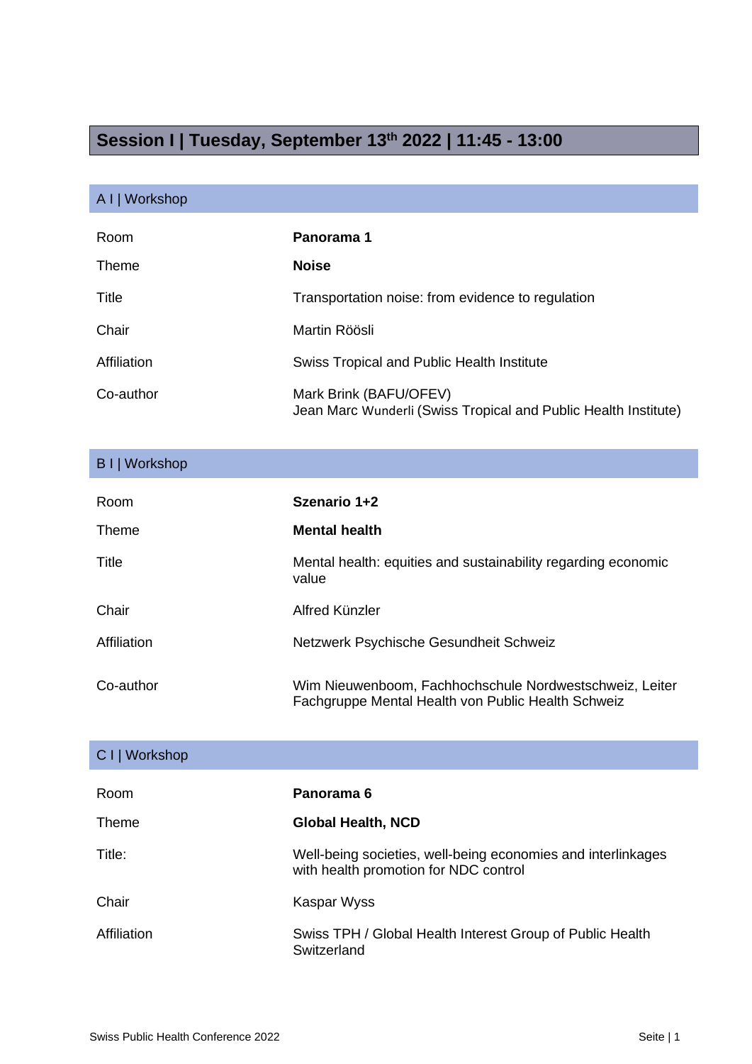# Session I | Tuesday, September 13th 2022 | 11:45 - 13:00

## A I | Workshop

| | |
|---|---|
| Room | **Panorama 1** |
| Theme | **Noise** |
| Title | Transportation noise: from evidence to regulation |
| Chair | Martin Röösli |
| Affiliation | Swiss Tropical and Public Health Institute |
| Co-author | Mark Brink (BAFU/OFEV)<br>Jean Marc Wunderli (Swiss Tropical and Public Health Institute) |

## B I | Workshop

| | |
|---|---|
| Room | **Szenario 1+2** |
| Theme | **Mental health** |
| Title | Mental health: equities and sustainability regarding economic value |
| Chair | Alfred Künzler |
| Affiliation | Netzwerk Psychische Gesundheit Schweiz |
| Co-author | Wim Nieuwenboom, Fachhochschule Nordwestschweiz, Leiter Fachgruppe Mental Health von Public Health Schweiz |

## C I | Workshop

| | |
|---|---|
| Room | **Panorama 6** |
| Theme | **Global Health, NCD** |
| Title: | Well-being societies, well-being economies and interlinkages with health promotion for NDC control |
| Chair | Kaspar Wyss |
| Affiliation | Swiss TPH / Global Health Interest Group of Public Health Switzerland |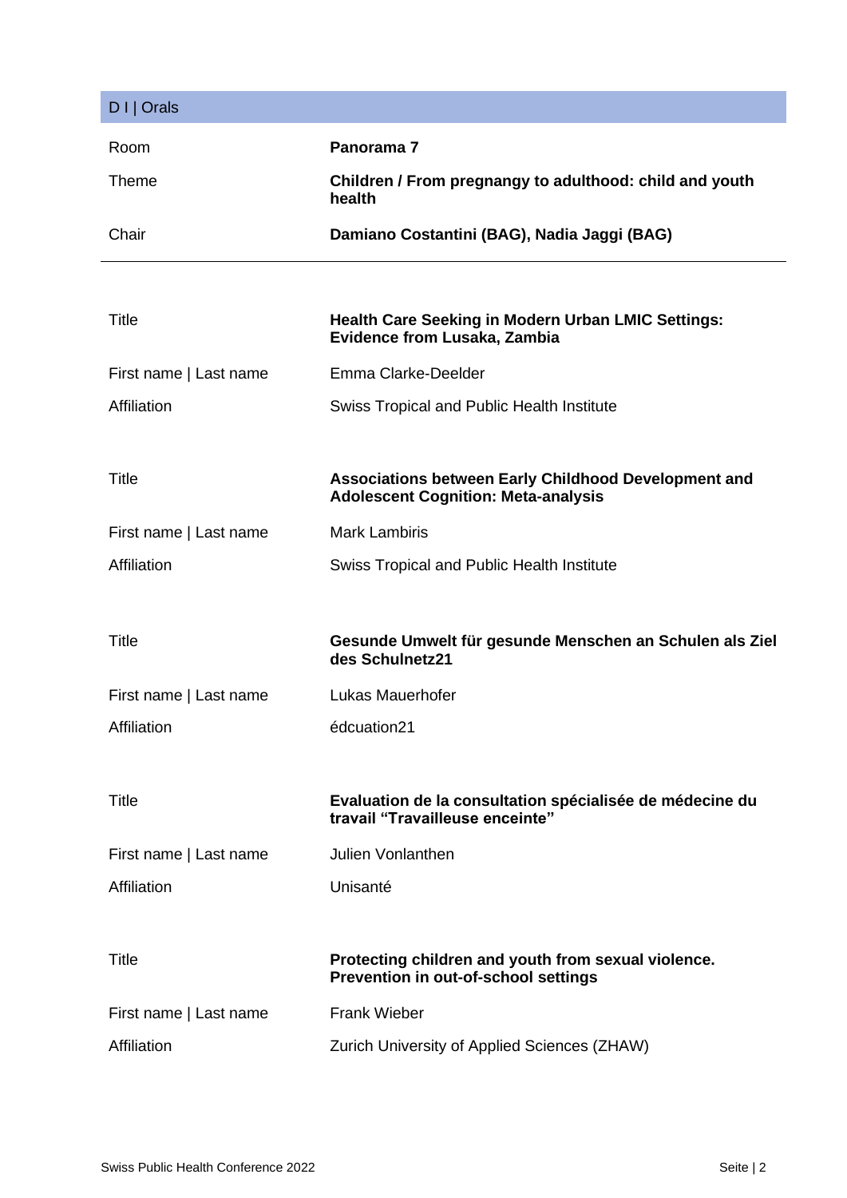## D I | Orals

| | |
|---|---|
| Room | **Panorama 7** |
| Theme | **Children / From pregnangy to adulthood: child and youth health** |
| Chair | **Damiano Costantini (BAG), Nadia Jaggi (BAG)** |

---

| | |
|---|---|
| Title | **Health Care Seeking in Modern Urban LMIC Settings: Evidence from Lusaka, Zambia** |
| First name \| Last name | Emma Clarke-Deelder |
| Affiliation | Swiss Tropical and Public Health Institute |

| | |
|---|---|
| Title | **Associations between Early Childhood Development and Adolescent Cognition: Meta-analysis** |
| First name \| Last name | Mark Lambiris |
| Affiliation | Swiss Tropical and Public Health Institute |

| | |
|---|---|
| Title | **Gesunde Umwelt für gesunde Menschen an Schulen als Ziel des Schulnetz21** |
| First name \| Last name | Lukas Mauerhofer |
| Affiliation | édcuation21 |

| | |
|---|---|
| Title | **Evaluation de la consultation spécialisée de médecine du travail "Travailleuse enceinte"** |
| First name \| Last name | Julien Vonlanthen |
| Affiliation | Unisanté |

| | |
|---|---|
| Title | **Protecting children and youth from sexual violence. Prevention in out-of-school settings** |
| First name \| Last name | Frank Wieber |
| Affiliation | Zurich University of Applied Sciences (ZHAW) |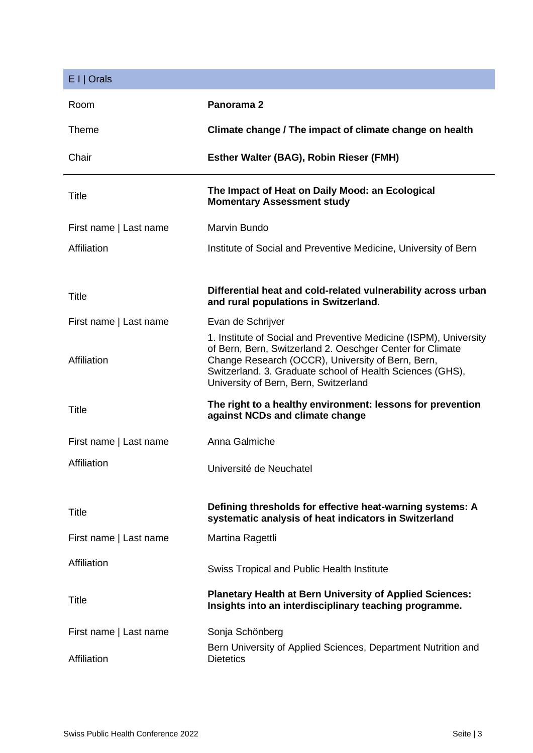## E I | Orals

| | |
|---|---|
| Room | **Panorama 2** |
| Theme | **Climate change / The impact of climate change on health** |
| Chair | **Esther Walter (BAG), Robin Rieser (FMH)** |

---

| | |
|---|---|
| Title | **The Impact of Heat on Daily Mood: an Ecological Momentary Assessment study** |
| First name \| Last name | Marvin Bundo |
| Affiliation | Institute of Social and Preventive Medicine, University of Bern |
| Title | **Differential heat and cold-related vulnerability across urban and rural populations in Switzerland.** |
| First name \| Last name | Evan de Schrijver |
| Affiliation | 1. Institute of Social and Preventive Medicine (ISPM), University of Bern, Bern, Switzerland 2. Oeschger Center for Climate Change Research (OCCR), University of Bern, Bern, Switzerland. 3. Graduate school of Health Sciences (GHS), University of Bern, Bern, Switzerland |
| Title | **The right to a healthy environment: lessons for prevention against NCDs and climate change** |
| First name \| Last name | Anna Galmiche |
| Affiliation | Université de Neuchatel |
| Title | **Defining thresholds for effective heat-warning systems: A systematic analysis of heat indicators in Switzerland** |
| First name \| Last name | Martina Ragettli |
| Affiliation | Swiss Tropical and Public Health Institute |
| Title | **Planetary Health at Bern University of Applied Sciences: Insights into an interdisciplinary teaching programme.** |
| First name \| Last name | Sonja Schönberg |
| Affiliation | Bern University of Applied Sciences, Department Nutrition and Dietetics |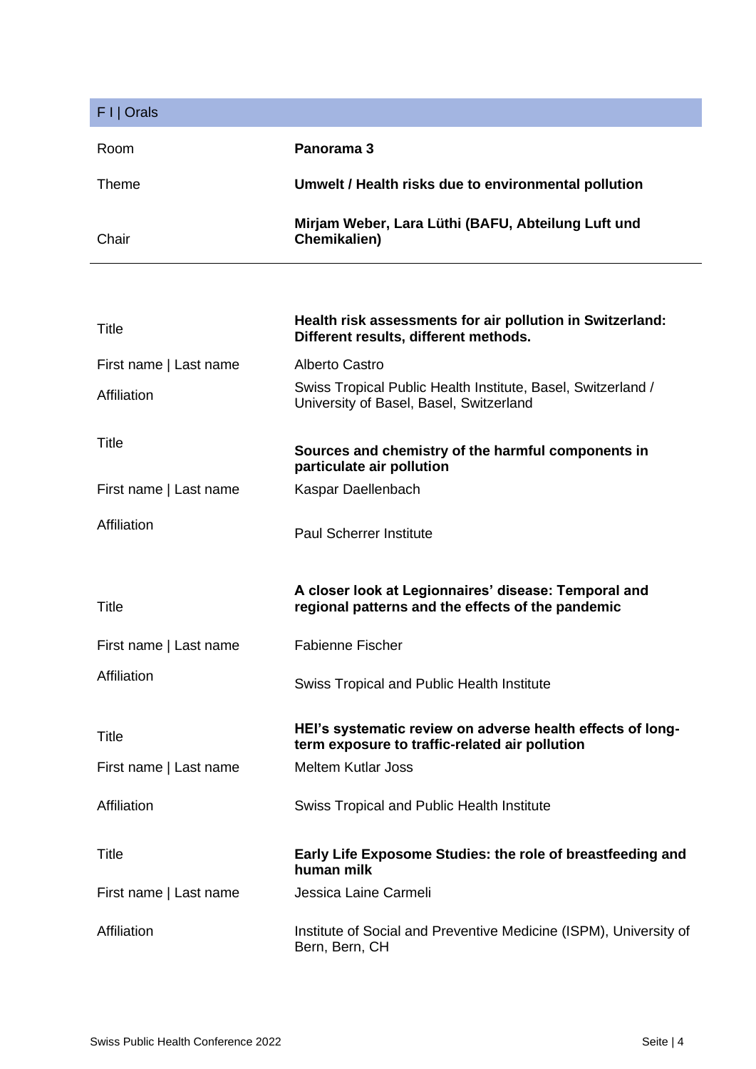## F I | Orals

| | |
|---|---|
| Room | **Panorama 3** |
| Theme | **Umwelt / Health risks due to environmental pollution** |
| Chair | **Mirjam Weber, Lara Lüthi (BAFU, Abteilung Luft und Chemikalien)** |

| | |
|---|---|
| Title | **Health risk assessments for air pollution in Switzerland: Different results, different methods.** |
| First name \| Last name | Alberto Castro |
| Affiliation | Swiss Tropical Public Health Institute, Basel, Switzerland / University of Basel, Basel, Switzerland |
| Title | **Sources and chemistry of the harmful components in particulate air pollution** |
| First name \| Last name | Kaspar Daellenbach |
| Affiliation | Paul Scherrer Institute |
| Title | **A closer look at Legionnaires' disease: Temporal and regional patterns and the effects of the pandemic** |
| First name \| Last name | Fabienne Fischer |
| Affiliation | Swiss Tropical and Public Health Institute |
| Title | **HEI's systematic review on adverse health effects of long-term exposure to traffic-related air pollution** |
| First name \| Last name | Meltem Kutlar Joss |
| Affiliation | Swiss Tropical and Public Health Institute |
| Title | **Early Life Exposome Studies: the role of breastfeeding and human milk** |
| First name \| Last name | Jessica Laine Carmeli |
| Affiliation | Institute of Social and Preventive Medicine (ISPM), University of Bern, Bern, CH |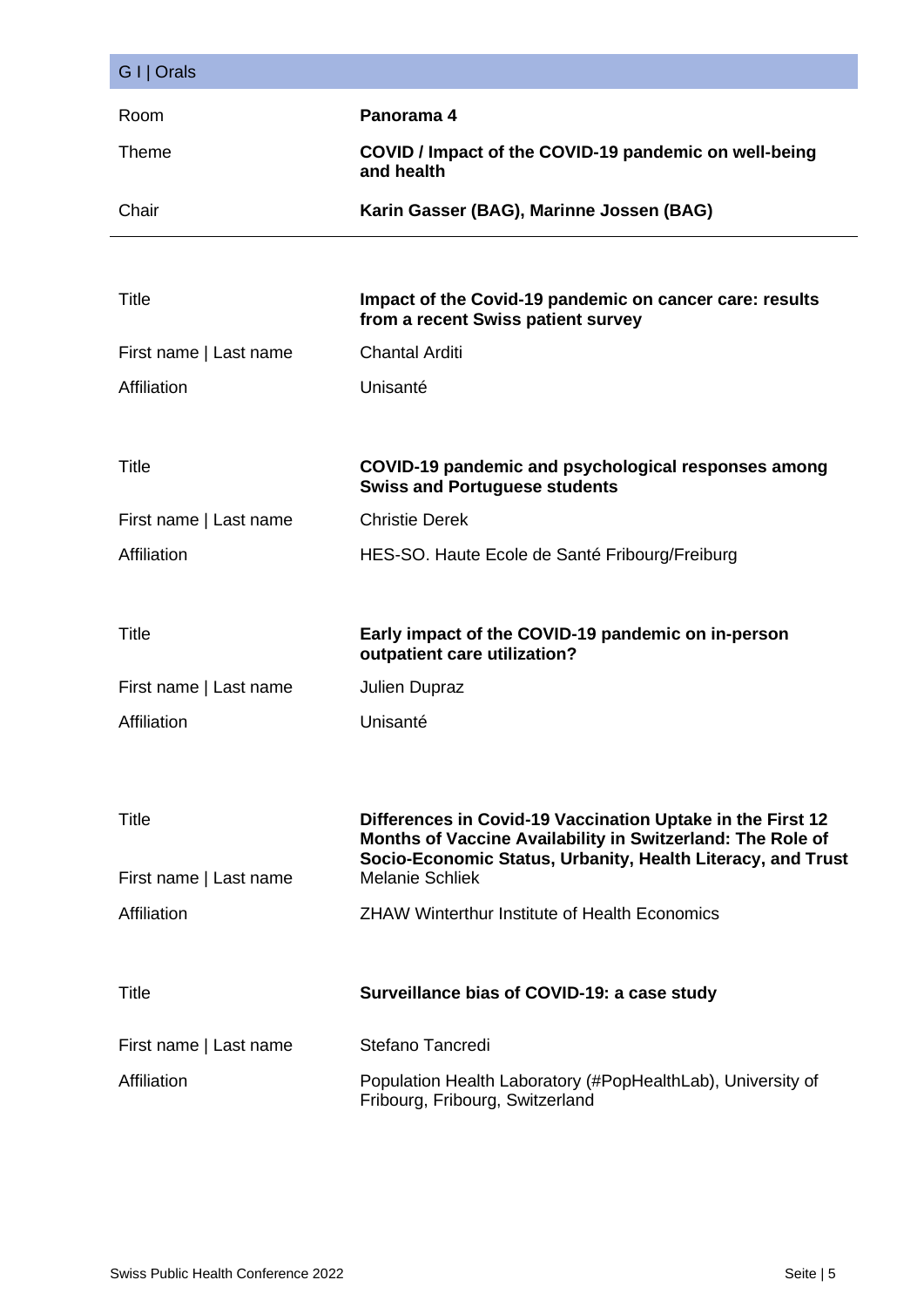## G I | Orals

| | |
|---|---|
| Room | **Panorama 4** |
| Theme | **COVID / Impact of the COVID-19 pandemic on well-being and health** |
| Chair | **Karin Gasser (BAG), Marinne Jossen (BAG)** |

| | |
|---|---|
| Title | **Impact of the Covid-19 pandemic on cancer care: results from a recent Swiss patient survey** |
| First name \| Last name | Chantal Arditi |
| Affiliation | Unisanté |

| | |
|---|---|
| Title | **COVID-19 pandemic and psychological responses among Swiss and Portuguese students** |
| First name \| Last name | Christie Derek |
| Affiliation | HES-SO. Haute Ecole de Santé Fribourg/Freiburg |

| | |
|---|---|
| Title | **Early impact of the COVID-19 pandemic on in-person outpatient care utilization?** |
| First name \| Last name | Julien Dupraz |
| Affiliation | Unisanté |

| | |
|---|---|
| Title | **Differences in Covid-19 Vaccination Uptake in the First 12 Months of Vaccine Availability in Switzerland: The Role of Socio-Economic Status, Urbanity, Health Literacy, and Trust** |
| First name \| Last name | Melanie Schliek |
| Affiliation | ZHAW Winterthur Institute of Health Economics |

| | |
|---|---|
| Title | **Surveillance bias of COVID-19: a case study** |
| First name \| Last name | Stefano Tancredi |
| Affiliation | Population Health Laboratory (#PopHealthLab), University of Fribourg, Fribourg, Switzerland |